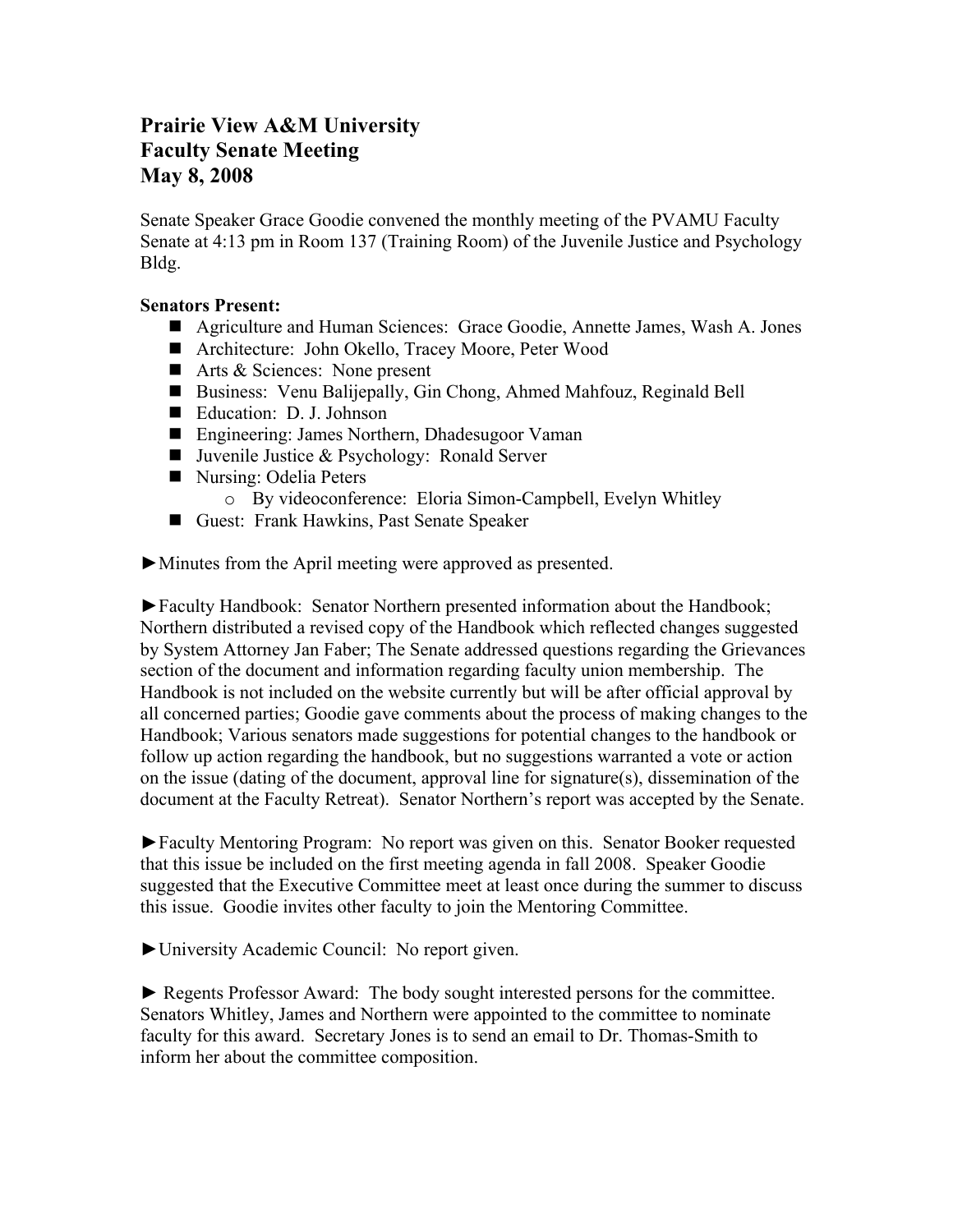# Prairie View A&M University
# Faculty Senate Meeting
# May 8, 2008

Senate Speaker Grace Goodie convened the monthly meeting of the PVAMU Faculty Senate at 4:13 pm in Room 137 (Training Room) of the Juvenile Justice and Psychology Bldg.

**Senators Present:**

- Agriculture and Human Sciences: Grace Goodie, Annette James, Wash A. Jones
- Architecture: John Okello, Tracey Moore, Peter Wood
- Arts & Sciences: None present
- Business: Venu Balijepally, Gin Chong, Ahmed Mahfouz, Reginald Bell
- Education: D. J. Johnson
- Engineering: James Northern, Dhadesugoor Vaman
- Juvenile Justice & Psychology: Ronald Server
- Nursing: Odelia Peters
  - By videoconference: Eloria Simon-Campbell, Evelyn Whitley
- Guest: Frank Hawkins, Past Senate Speaker

►Minutes from the April meeting were approved as presented.

►Faculty Handbook: Senator Northern presented information about the Handbook; Northern distributed a revised copy of the Handbook which reflected changes suggested by System Attorney Jan Faber; The Senate addressed questions regarding the Grievances section of the document and information regarding faculty union membership. The Handbook is not included on the website currently but will be after official approval by all concerned parties; Goodie gave comments about the process of making changes to the Handbook; Various senators made suggestions for potential changes to the handbook or follow up action regarding the handbook, but no suggestions warranted a vote or action on the issue (dating of the document, approval line for signature(s), dissemination of the document at the Faculty Retreat). Senator Northern's report was accepted by the Senate.

►Faculty Mentoring Program: No report was given on this. Senator Booker requested that this issue be included on the first meeting agenda in fall 2008. Speaker Goodie suggested that the Executive Committee meet at least once during the summer to discuss this issue. Goodie invites other faculty to join the Mentoring Committee.

►University Academic Council: No report given.

► Regents Professor Award: The body sought interested persons for the committee. Senators Whitley, James and Northern were appointed to the committee to nominate faculty for this award. Secretary Jones is to send an email to Dr. Thomas-Smith to inform her about the committee composition.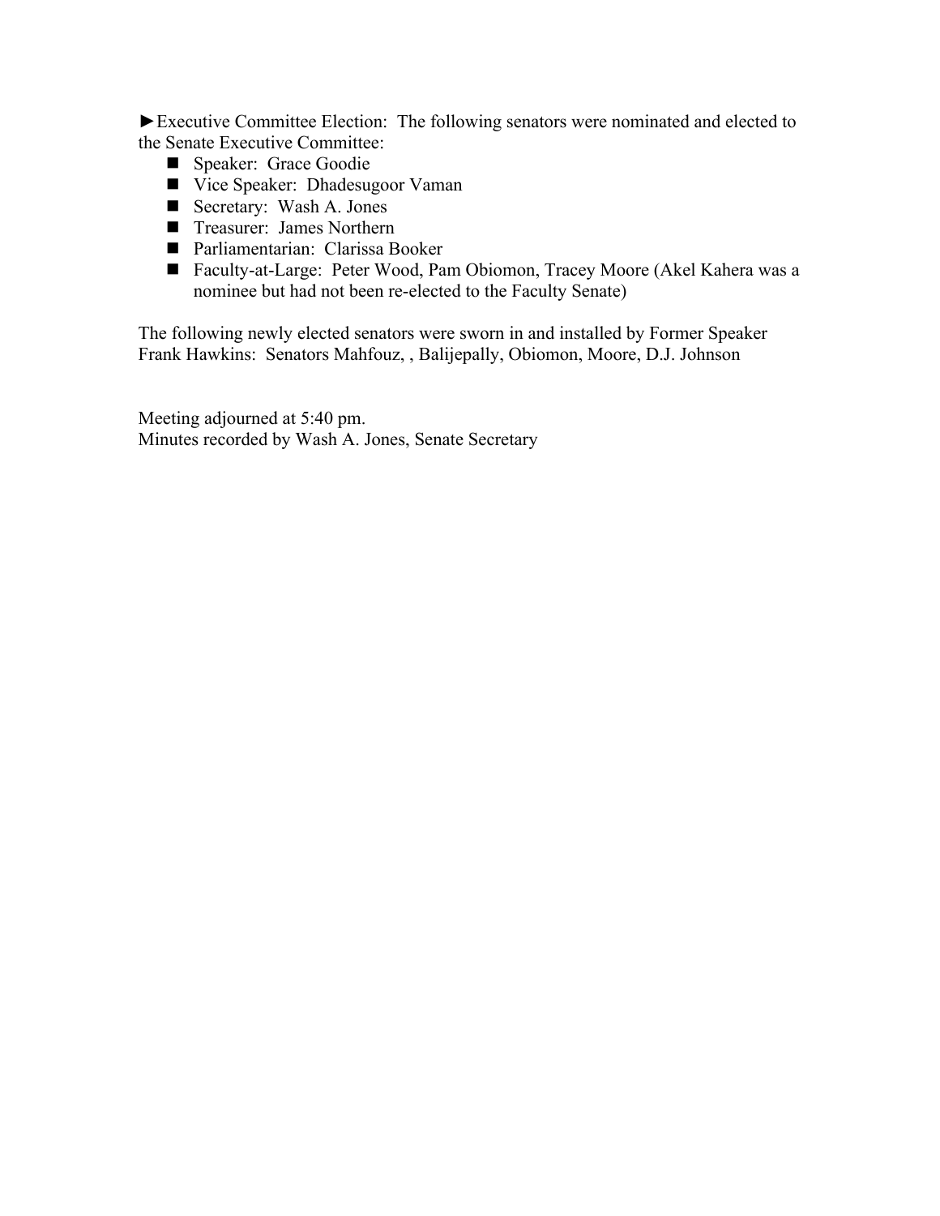►Executive Committee Election: The following senators were nominated and elected to the Senate Executive Committee:

- Speaker: Grace Goodie
- Vice Speaker: Dhadesugoor Vaman
- Secretary: Wash A. Jones
- Treasurer: James Northern
- Parliamentarian: Clarissa Booker
- Faculty-at-Large: Peter Wood, Pam Obiomon, Tracey Moore (Akel Kahera was a nominee but had not been re-elected to the Faculty Senate)

The following newly elected senators were sworn in and installed by Former Speaker Frank Hawkins: Senators Mahfouz, , Balijepally, Obiomon, Moore, D.J. Johnson

Meeting adjourned at 5:40 pm.
Minutes recorded by Wash A. Jones, Senate Secretary